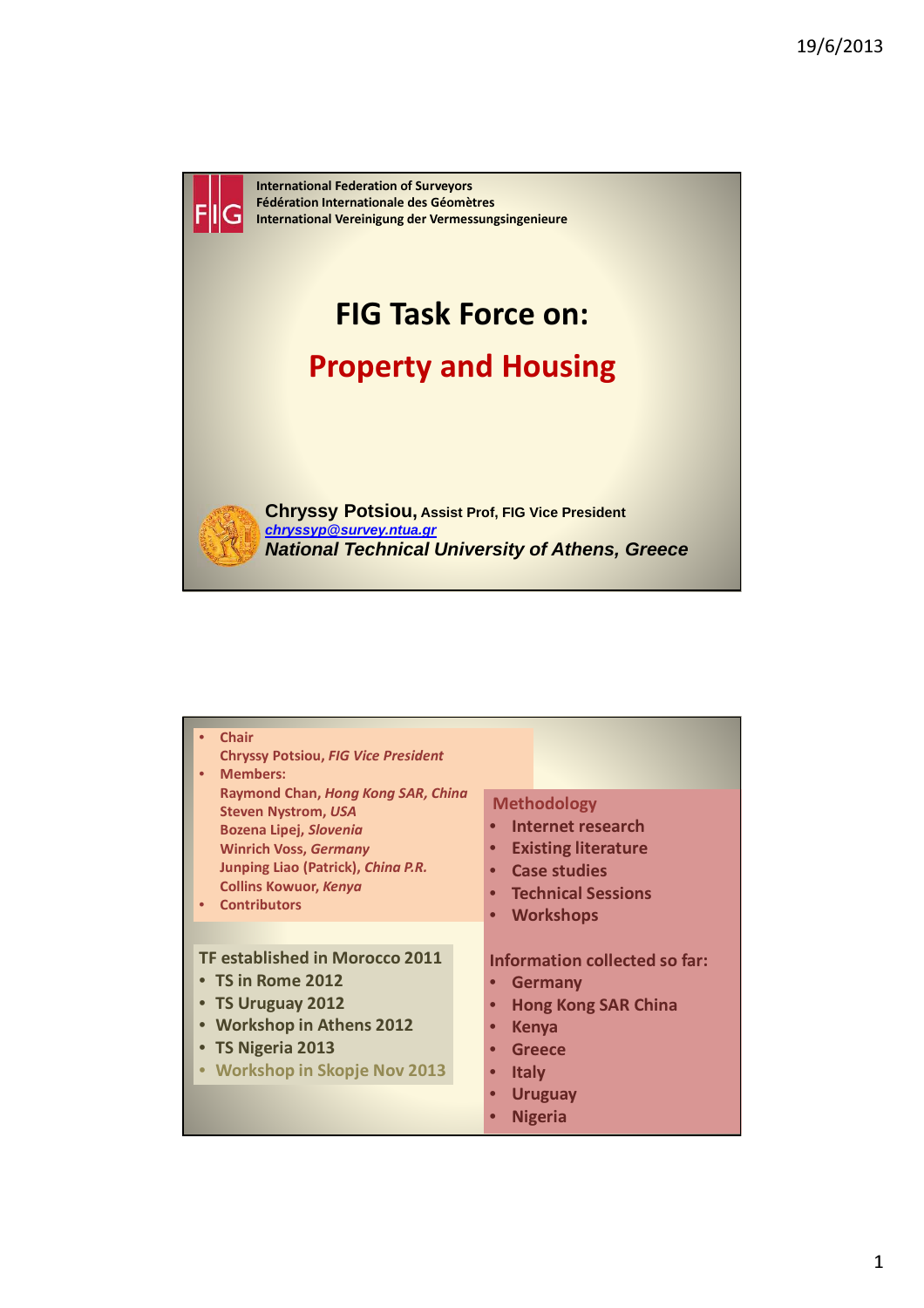International Federation of Surveyors
Fédération Internationale des Géomètres
International Vereinigung der Vermessungsingenieure

# FIG Task Force on:

## Property and Housing

**Chryssy Potsiou,** Assist Prof, FIG Vice President
*chryssyp@survey.ntua.gr*
***National Technical University of Athens, Greece***

---

- Chair
  Chryssy Potsiou, *FIG Vice President*
- Members:
  Raymond Chan, *Hong Kong SAR, China*
  Steven Nystrom, *USA*
  Bozena Lipej, *Slovenia*
  Winrich Voss, *Germany*
  Junping Liao (Patrick), *China P.R.*
  Collins Kowuor, *Kenya*
- Contributors

TF established in Morocco 2011
- TS in Rome 2012
- TS Uruguay 2012
- Workshop in Athens 2012
- TS Nigeria 2013
- Workshop in Skopje Nov 2013

Methodology
- Internet research
- Existing literature
- Case studies
- Technical Sessions
- Workshops

Information collected so far:
- Germany
- Hong Kong SAR China
- Kenya
- Greece
- Italy
- Uruguay
- Nigeria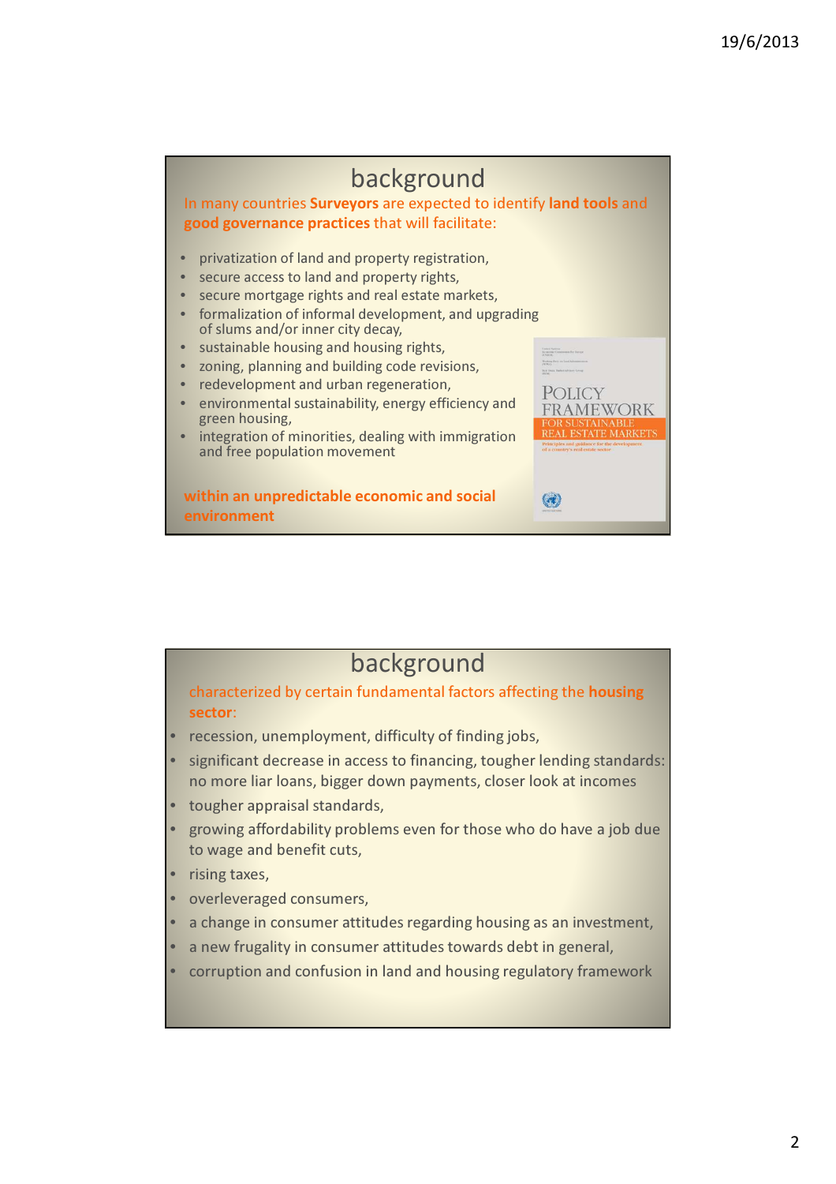## background

In many countries **Surveyors** are expected to identify **land tools** and **good governance practices** that will facilitate:

- privatization of land and property registration,
- secure access to land and property rights,
- secure mortgage rights and real estate markets,
- formalization of informal development, and upgrading of slums and/or inner city decay,
- sustainable housing and housing rights,
- zoning, planning and building code revisions,
- redevelopment and urban regeneration,
- environmental sustainability, energy efficiency and green housing,
- integration of minorities, dealing with immigration and free population movement

**within an unpredictable economic and social environment**

POLICY FRAMEWORK FOR SUSTAINABLE REAL ESTATE MARKETS

Principles and guidance for the development of a country's real estate sector

## background

characterized by certain fundamental factors affecting the **housing sector**:

- recession, unemployment, difficulty of finding jobs,
- significant decrease in access to financing, tougher lending standards: no more liar loans, bigger down payments, closer look at incomes
- tougher appraisal standards,
- growing affordability problems even for those who do have a job due to wage and benefit cuts,
- rising taxes,
- overleveraged consumers,
- a change in consumer attitudes regarding housing as an investment,
- a new frugality in consumer attitudes towards debt in general,
- corruption and confusion in land and housing regulatory framework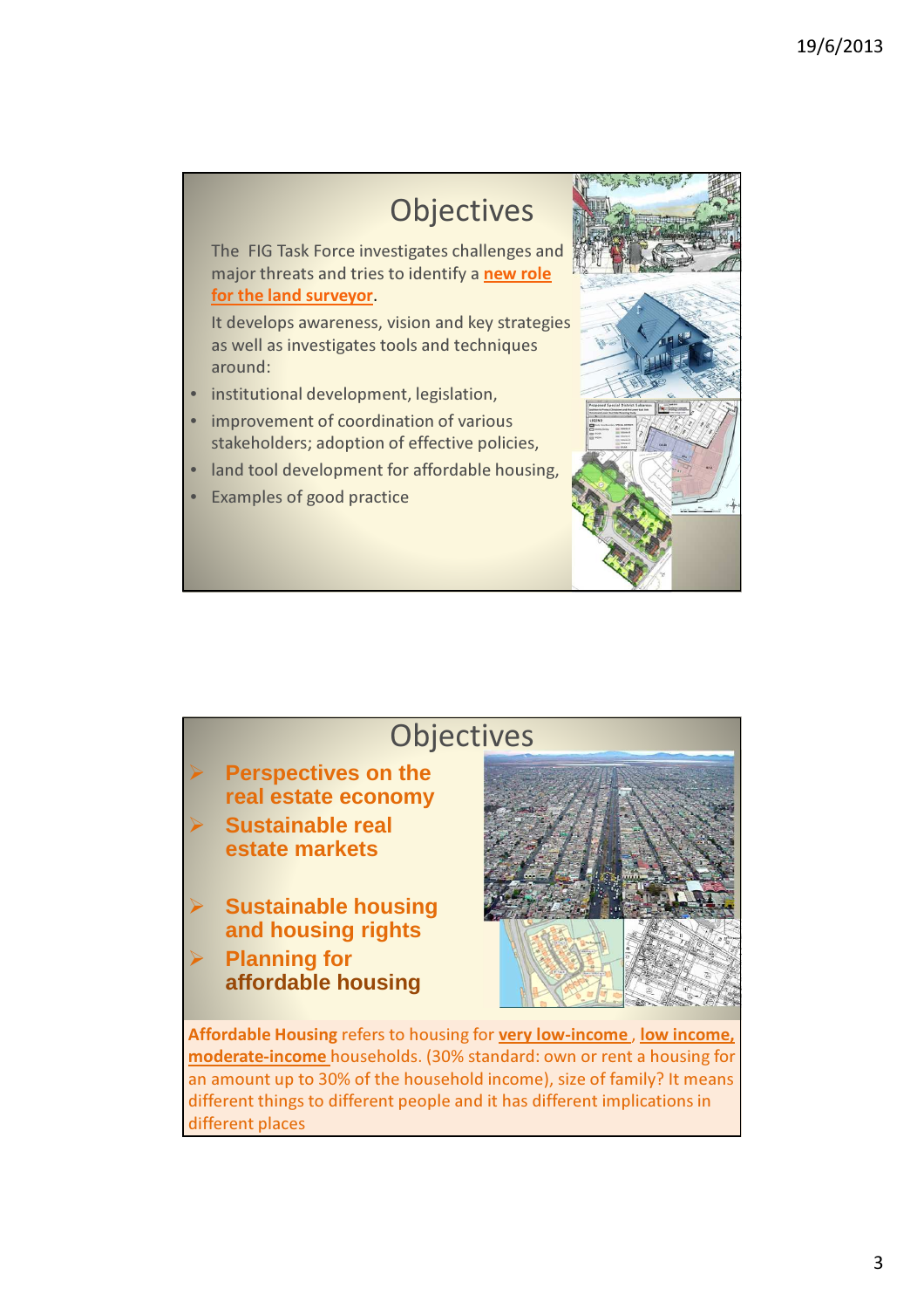## Objectives

The FIG Task Force investigates challenges and major threats and tries to identify a **new role for the land surveyor**.

It develops awareness, vision and key strategies as well as investigates tools and techniques around:

- institutional development, legislation,
- improvement of coordination of various stakeholders; adoption of effective policies,
- land tool development for affordable housing,
- Examples of good practice

## Objectives

- **Perspectives on the real estate economy**
- **Sustainable real estate markets**
- **Sustainable housing and housing rights**
- **Planning for affordable housing**

**Affordable Housing** refers to housing for **very low-income**, **low income, moderate-income** households. (30% standard: own or rent a housing for an amount up to 30% of the household income), size of family? It means different things to different people and it has different implications in different places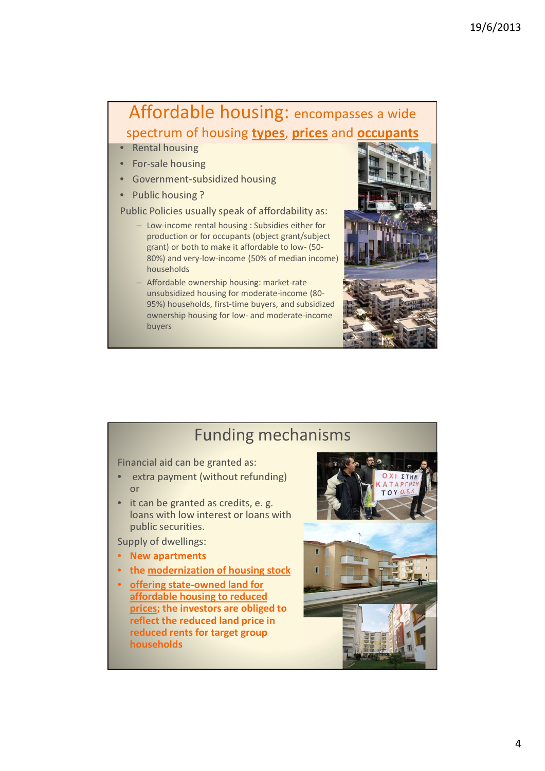# Affordable housing: encompasses a wide spectrum of housing **types**, **prices** and **occupants**

- Rental housing
- For-sale housing
- Government-subsidized housing
- Public housing ?

Public Policies usually speak of affordability as:

- Low-income rental housing : Subsidies either for production or for occupants (object grant/subject grant) or both to make it affordable to low- (50-80%) and very-low-income (50% of median income) households
- Affordable ownership housing: market-rate unsubsidized housing for moderate-income (80-95%) households, first-time buyers, and subsidized ownership housing for low- and moderate-income buyers

# Funding mechanisms

Financial aid can be granted as:

- extra payment (without refunding) or
- it can be granted as credits, e. g. loans with low interest or loans with public securities.

Supply of dwellings:

- **New apartments**
- **the modernization of housing stock**
- **offering state-owned land for affordable housing to reduced prices; the investors are obliged to reflect the reduced land price in reduced rents for target group households**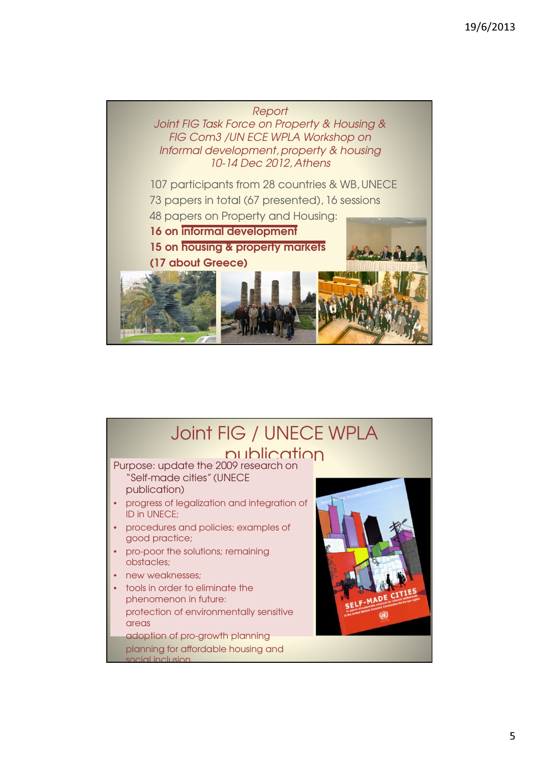*Report*
*Joint FIG Task Force on Property & Housing &*
*FIG Com3 /UN ECE WPLA Workshop on*
*Informal development, property & housing*
*10-14 Dec 2012, Athens*

107 participants from 28 countries & WB, UNECE

73 papers in total (67 presented), 16 sessions

48 papers on Property and Housing:

**16 on informal development**

**15 on housing & property markets**

**(17 about Greece)**

## Joint FIG / UNECE WPLA publication

Purpose: update the 2009 research on "Self-made cities" (UNECE publication)

- progress of legalization and integration of ID in UNECE;
- procedures and policies; examples of good practice;
- pro-poor the solutions; remaining obstacles;
- new weaknesses;
- tools in order to eliminate the phenomenon in future:

  protection of environmentally sensitive areas

  adoption of pro-growth planning

  planning for affordable housing and social inclusion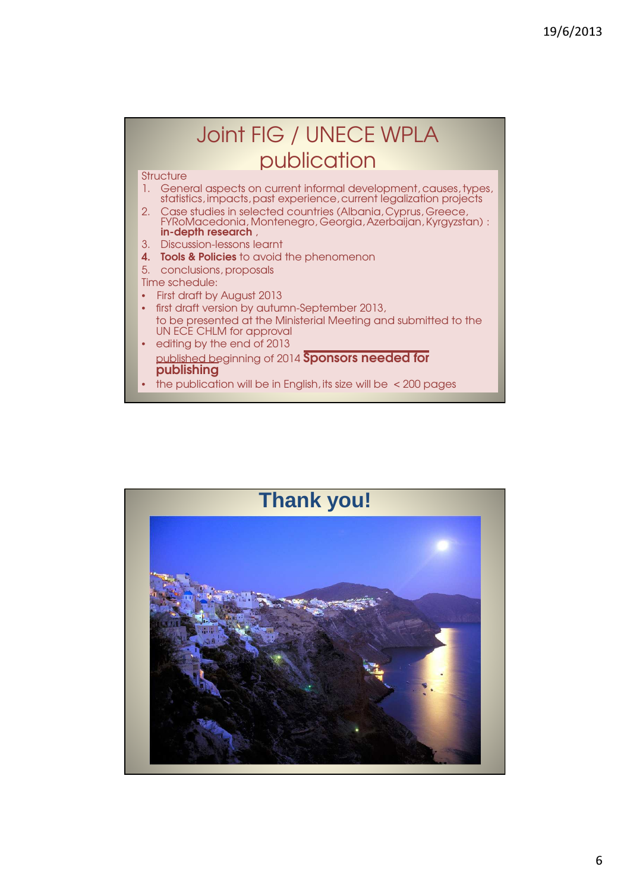# Joint FIG / UNECE WPLA publication

Structure

1. General aspects on current informal development, causes, types, statistics, impacts, past experience, current legalization projects
2. Case studies in selected countries (Albania, Cyprus, Greece, FYRoMacedonia, Montenegro, Georgia, Azerbaijan, Kyrgyzstan) : **in-depth research** ,
3. Discussion-lessons learnt
4. **Tools & Policies** to avoid the phenomenon
5. conclusions, proposals

Time schedule:

- First draft by August 2013
- first draft version by autumn-September 2013, to be presented at the Ministerial Meeting and submitted to the UN ECE CHLM for approval
- editing by the end of 2013 published beginning of 2014 **Sponsors needed for publishing**
- the publication will be in English, its size will be < 200 pages

# Thank you!